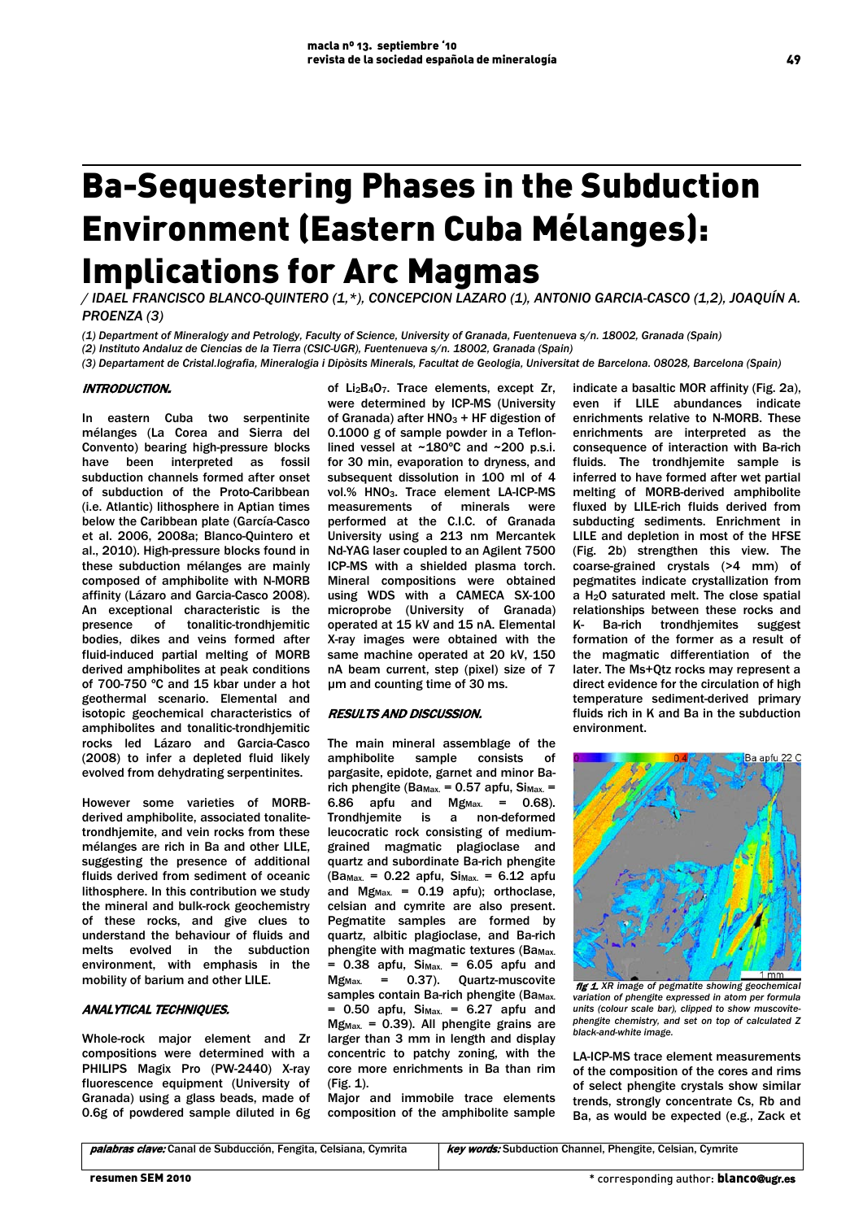# Ba-Sequestering Phases in the Subduction Environment (Eastern Cuba Mélanges): Implications for Arc Magmas

/ IDAEL FRANCISCO BLANCO-QUINTERO (1,*), CONCEPCION LAZARO (1), ANTONIO GARCIA-CASCO (1,2), JOAQUÍN A. PROENZA (3)

(1) Department of Mineralogy and Petrology, Faculty of Science, University of Granada, Fuentenueva s/n. 18002, Granada (Spain)

(2) Instituto Andaluz de Ciencias de la Tierra (CSIC-UGR), Fuentenueva s/n. 18002, Granada (Spain)

(3) Departament de Cristal.lografia, Mineralogia i Dipòsits Minerals, Facultat de Geologia, Universitat de Barcelona. 08028, Barcelona (Spain)

## INTRODUCTION.

In eastern Cuba two serpentinite mélanges (La Corea and Sierra del Convento) bearing high-pressure blocks have been interpreted as fossil subduction channels formed after onset of subduction of the Proto-Caribbean (i.e. Atlantic) lithosphere in Aptian times below the Caribbean plate (García-Casco et al. 2006, 2008a; Blanco-Quintero et al., 2010). High-pressure blocks found in these subduction mélanges are mainly composed of amphibolite with N-MORB affinity (Lázaro and Garcia-Casco 2008). An exceptional characteristic is the presence of tonalitic-trondhjemitic bodies, dikes and veins formed after fluid-induced partial melting of MORB derived amphibolites at peak conditions of 700-750 ºC and 15 kbar under a hot geothermal scenario. Elemental and isotopic geochemical characteristics of amphibolites and tonalitic-trondhjemitic rocks led Lázaro and Garcia-Casco (2008) to infer a depleted fluid likely evolved from dehydrating serpentinites.

However some varieties of MORB-derived amphibolite, associated tonalite-trondhjemite, and vein rocks from these mélanges are rich in Ba and other LILE, suggesting the presence of additional fluids derived from sediment of oceanic lithosphere. In this contribution we study the mineral and bulk-rock geochemistry of these rocks, and give clues to understand the behaviour of fluids and melts evolved in the subduction environment, with emphasis in the mobility of barium and other LILE.

## ANALYTICAL TECHNIQUES.

Whole-rock major element and Zr compositions were determined with a PHILIPS Magix Pro (PW-2440) X-ray fluorescence equipment (University of Granada) using a glass beads, made of 0.6g of powdered sample diluted in 6g of $Li_2B_4O_7$. Trace elements, except Zr, were determined by ICP-MS (University of Granada) after $HNO_3$ + HF digestion of 0.1000 g of sample powder in a Teflon-lined vessel at ~180ºC and ~200 p.s.i. for 30 min, evaporation to dryness, and subsequent dissolution in 100 ml of 4 vol.% $HNO_3$. Trace element LA-ICP-MS measurements of minerals were performed at the C.I.C. of Granada University using a 213 nm Mercantek Nd-YAG laser coupled to an Agilent 7500 ICP-MS with a shielded plasma torch. Mineral compositions were obtained using WDS with a CAMECA SX-100 microprobe (University of Granada) operated at 15 kV and 15 nA. Elemental X-ray images were obtained with the same machine operated at 20 kV, 150 nA beam current, step (pixel) size of 7 µm and counting time of 30 ms.

## RESULTS AND DISCUSSION.

The main mineral assemblage of the amphibolite sample consists of pargasite, epidote, garnet and minor Ba-rich phengite ($Ba_{Max.}$ = 0.57 apfu, $Si_{Max.}$ = 6.86 apfu and $Mg_{Max.}$ = 0.68). Trondhjemite is a non-deformed leucocratic rock consisting of medium-grained magmatic plagioclase and quartz and subordinate Ba-rich phengite ($Ba_{Max.}$ = 0.22 apfu, $Si_{Max.}$ = 6.12 apfu and $Mg_{Max.}$ = 0.19 apfu); orthoclase, celsian and cymrite are also present. Pegmatite samples are formed by quartz, albitic plagioclase, and Ba-rich phengite with magmatic textures ($Ba_{Max.}$ = 0.38 apfu, $Si_{Max.}$ = 6.05 apfu and $Mg_{Max.}$ = 0.37). Quartz-muscovite samples contain Ba-rich phengite ($Ba_{Max.}$ = 0.50 apfu, $Si_{Max.}$ = 6.27 apfu and $Mg_{Max.}$ = 0.39). All phengite grains are larger than 3 mm in length and display concentric to patchy zoning, with the core more enrichments in Ba than rim (Fig. 1).

Major and immobile trace elements composition of the amphibolite sample indicate a basaltic MOR affinity (Fig. 2a), even if LILE abundances indicate enrichments relative to N-MORB. These enrichments are interpreted as the consequence of interaction with Ba-rich fluids. The trondhjemite sample is inferred to have formed after wet partial melting of MORB-derived amphibolite fluxed by LILE-rich fluids derived from subducting sediments. Enrichment in LILE and depletion in most of the HFSE (Fig. 2b) strengthen this view. The coarse-grained crystals (>4 mm) of pegmatites indicate crystallization from a $H_2O$ saturated melt. The close spatial relationships between these rocks and K- Ba-rich trondhjemites suggest formation of the former as a result of the magmatic differentiation of the later. The Ms+Qtz rocks may represent a direct evidence for the circulation of high temperature sediment-derived primary fluids rich in K and Ba in the subduction environment.

**fig 1.** *XR image of pegmatite showing geochemical variation of phengite expressed in atom per formula units (colour scale bar), clipped to show muscovite-phengite chemistry, and set on top of calculated Z black-and-white image.*

LA-ICP-MS trace element measurements of the composition of the cores and rims of select phengite crystals show similar trends, strongly concentrate Cs, Rb and Ba, as would be expected (e.g., Zack et

**palabras clave:** Canal de Subducción, Fengita, Celsiana, Cymrita

**key words:** Subduction Channel, Phengite, Celsian, Cymrite

\* corresponding author: blanco@ugr.es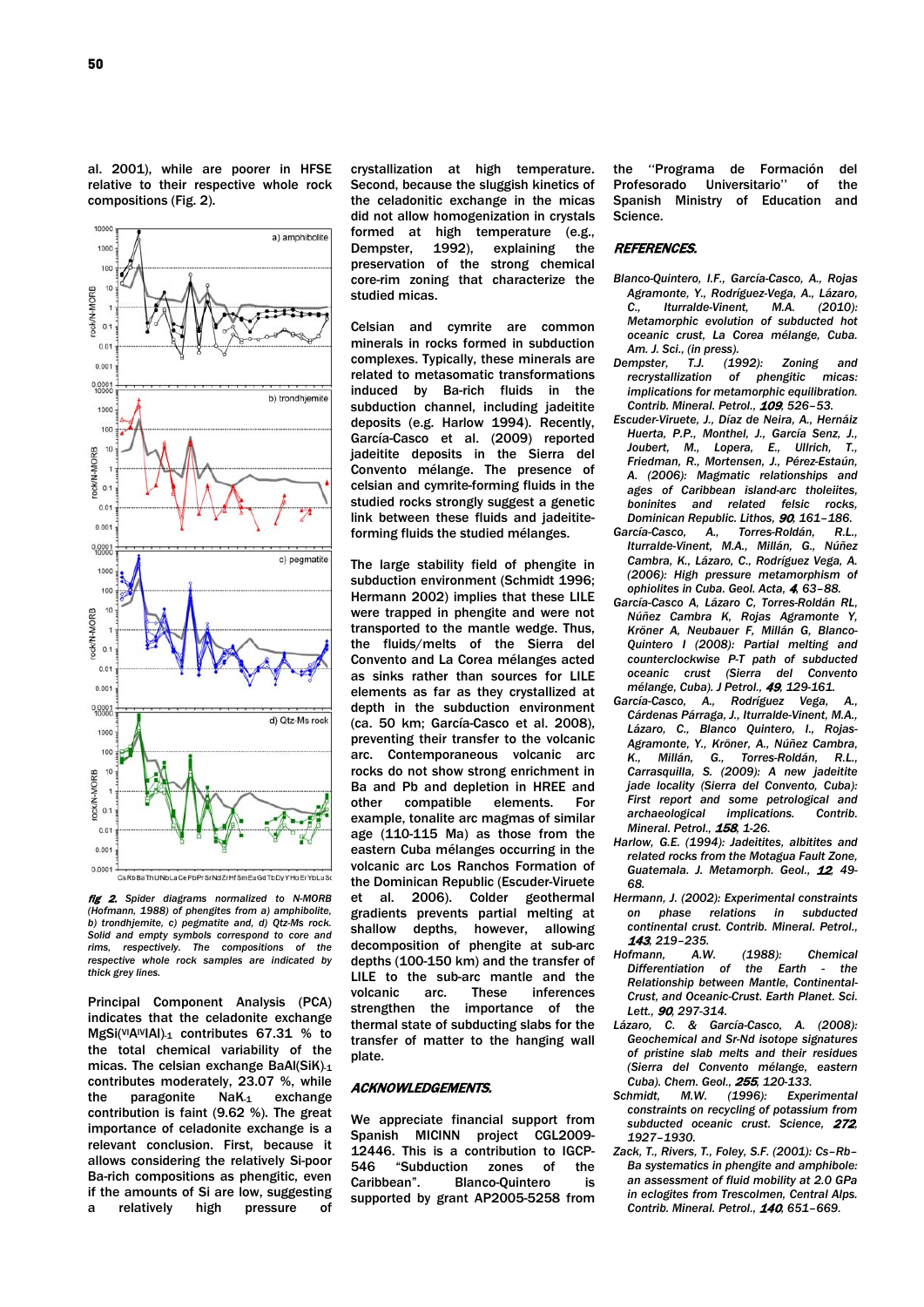al. 2001), while are poorer in HFSE relative to their respective whole rock compositions (Fig. 2).

a) amphibolite

b) trondhjemite

c) pegmatite

d) Qtz-Ms rock

rock/N-MORB

10000 1000 100 10 1 0.1 0.01 0.001 0.0001

CsRbBaThUNbLaCePbPrSrNdZrHfSmEuGdTbDyYHoErYbLuSc

*fig 2. Spider diagrams normalized to N-MORB (Hofmann, 1988) of phengites from a) amphibolite, b) trondhjemite, c) pegmatite and, d) Qtz-Ms rock. Solid and empty symbols correspond to core and rims, respectively. The compositions of the respective whole rock samples are indicated by thick grey lines.*

Principal Component Analysis (PCA) indicates that the celadonite exchange $MgSi(^{VI}Al^{IV}Al)_{-1}$ contributes 67.31 % to the total chemical variability of the micas. The celsian exchange $BaAl(SiK)_{-1}$ contributes moderately, 23.07 %, while the paragonite $NaK_{-1}$ exchange contribution is faint (9.62 %). The great importance of celadonite exchange is a relevant conclusion. First, because it allows considering the relatively Si-poor Ba-rich compositions as phengitic, even if the amounts of Si are low, suggesting a relatively high pressure of crystallization at high temperature. Second, because the sluggish kinetics of the celadonitic exchange in the micas did not allow homogenization in crystals formed at high temperature (e.g., Dempster, 1992), explaining the preservation of the strong chemical core-rim zoning that characterize the studied micas.

Celsian and cymrite are common minerals in rocks formed in subduction complexes. Typically, these minerals are related to metasomatic transformations induced by Ba-rich fluids in the subduction channel, including jadeitite deposits (e.g. Harlow 1994). Recently, García-Casco et al. (2009) reported jadeitite deposits in the Sierra del Convento mélange. The presence of celsian and cymrite-forming fluids in the studied rocks strongly suggest a genetic link between these fluids and jadeitite-forming fluids the studied mélanges.

The large stability field of phengite in subduction environment (Schmidt 1996; Hermann 2002) implies that these LILE were trapped in phengite and were not transported to the mantle wedge. Thus, the fluids/melts of the Sierra del Convento and La Corea mélanges acted as sinks rather than sources for LILE elements as far as they crystallized at depth in the subduction environment (ca. 50 km; García-Casco et al. 2008), preventing their transfer to the volcanic arc. Contemporaneous volcanic arc rocks do not show strong enrichment in Ba and Pb and depletion in HREE and other compatible elements. For example, tonalite arc magmas of similar age (110-115 Ma) as those from the eastern Cuba mélanges occurring in the volcanic arc Los Ranchos Formation of the Dominican Republic (Escuder-Virute et al. 2006). Colder geothermal gradients prevents partial melting at shallow depths, however, allowing decomposition of phengite at sub-arc depths (100-150 km) and the transfer of LILE to the sub-arc mantle and the volcanic arc. These inferences strengthen the importance of the thermal state of subducting slabs for the transfer of matter to the hanging wall plate.

## ACKNOWLEDGEMENTS.

We appreciate financial support from Spanish MICINN project CGL2009-12446. This is a contribution to IGCP-546 "Subduction zones of the Caribbean". Blanco-Quintero is supported by grant AP2005-5258 from the "Programa de Formación del Profesorado Universitario" of the Spanish Ministry of Education and Science.

## REFERENCES.

*Blanco-Quintero, I.F., García-Casco, A., Rojas Agramonte, Y., Rodríguez-Vega, A., Lázaro, C., Iturralde-Vinent, M.A. (2010): Metamorphic evolution of subducted hot oceanic crust, La Corea mélange, Cuba. Am. J. Sci., (in press).*

*Dempster, T.J. (1992): Zoning and recrystallization of phengitic micas: implications for metamorphic equilibration. Contrib. Mineral. Petrol., **109**, 526–53.*

*Escuder-Viruete, J., Díaz de Neira, A., Hernáiz Huerta, P.P., Monthel, J., García Senz, J., Joubert, M., Lopera, E., Ullrich, T., Friedman, R., Mortensen, J., Pérez-Estaún, A. (2006): Magmatic relationships and ages of Caribbean island-arc tholeiites, boninites and related felsic rocks, Dominican Republic. Lithos, **90**, 161–186.*

*García-Casco, A., Torres-Roldán, R.L., Iturralde-Vinent, M.A., Millán, G., Núñez Cambra, K., Lázaro, C., Rodríguez Vega, A. (2006): High pressure metamorphism of ophiolites in Cuba. Geol. Acta, **4**, 63–88.*

*García-Casco A, Lázaro C, Torres-Roldán RL, Núñez Cambra K, Rojas Agramonte Y, Kröner A, Neubauer F, Millán G, Blanco-Quintero I (2008): Partial melting and counterclockwise P-T path of subducted oceanic crust (Sierra del Convento mélange, Cuba). J Petrol., **49**, 129-161.*

*García-Casco, A., Rodríguez Vega, A., Cárdenas Párraga, J., Iturralde-Vinent, M.A., Lázaro, C., Blanco Quintero, I., Rojas-Agramonte, Y., Kröner, A., Núñez Cambra, K., Millán, G., Torres-Roldán, R.L., Carrasquilla, S. (2009): A new jadeitite jade locality (Sierra del Convento, Cuba): First report and some petrological and archaeological implications. Contrib. Mineral. Petrol., **158**, 1-26.*

*Harlow, G.E. (1994): Jadeitites, albitites and related rocks from the Motagua Fault Zone, Guatemala. J. Metamorph. Geol., **12**, 49-68.*

*Hermann, J. (2002): Experimental constraints on phase relations in subducted continental crust. Contrib. Mineral. Petrol., **143**, 219–235.*

*Hofmann, A.W. (1988): Chemical Differentiation of the Earth - the Relationship between Mantle, Continental-Crust, and Oceanic-Crust. Earth Planet. Sci. Lett., **90**, 297-314.*

*Lázaro, C. & García-Casco, A. (2008): Geochemical and Sr-Nd isotope signatures of pristine slab melts and their residues (Sierra del Convento mélange, eastern Cuba). Chem. Geol., **255**, 120-133.*

*Schmidt, M.W. (1996): Experimental constraints on recycling of potassium from subducted oceanic crust. Science, **272**, 1927–1930.*

*Zack, T., Rivers, T., Foley, S.F. (2001): Cs–Rb–Ba systematics in phengite and amphibole: an assessment of fluid mobility at 2.0 GPa in eclogites from Trescolmen, Central Alps. Contrib. Mineral. Petrol., **140**, 651–669.*